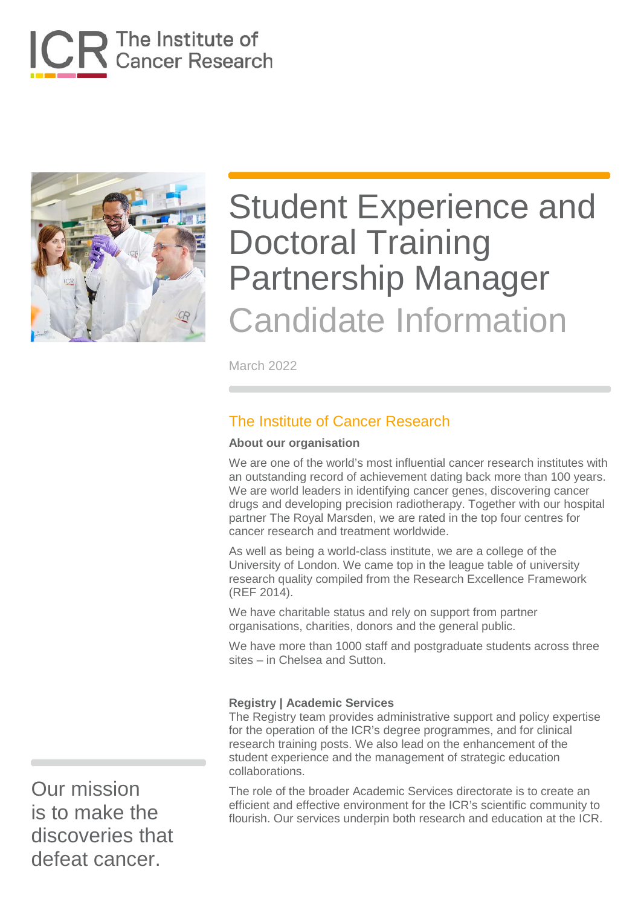# Student Experience and Doctoral Training Partnership Manager

## Candidate Information

March 2022

## The Institute of Cancer Research

**About our organisation**

We are one of the world's most influential cancer research institutes with an outstanding record of achievement dating back more than 100 years. We are world leaders in identifying cancer genes, discovering cancer drugs and developing precision radiotherapy. Together with our hospital partner The Royal Marsden, we are rated in the top four centres for cancer research and treatment worldwide.

As well as being a world-class institute, we are a college of the University of London. We came top in the league table of university research quality compiled from the Research Excellence Framework (REF 2014).

We have charitable status and rely on support from partner organisations, charities, donors and the general public.

We have more than 1000 staff and postgraduate students across three sites – in Chelsea and Sutton.

**Registry | Academic Services**

The Registry team provides administrative support and policy expertise for the operation of the ICR's degree programmes, and for clinical research training posts. We also lead on the enhancement of the student experience and the management of strategic education collaborations.

The role of the broader Academic Services directorate is to create an efficient and effective environment for the ICR's scientific community to flourish. Our services underpin both research and education at the ICR.

Our mission is to make the discoveries that defeat cancer.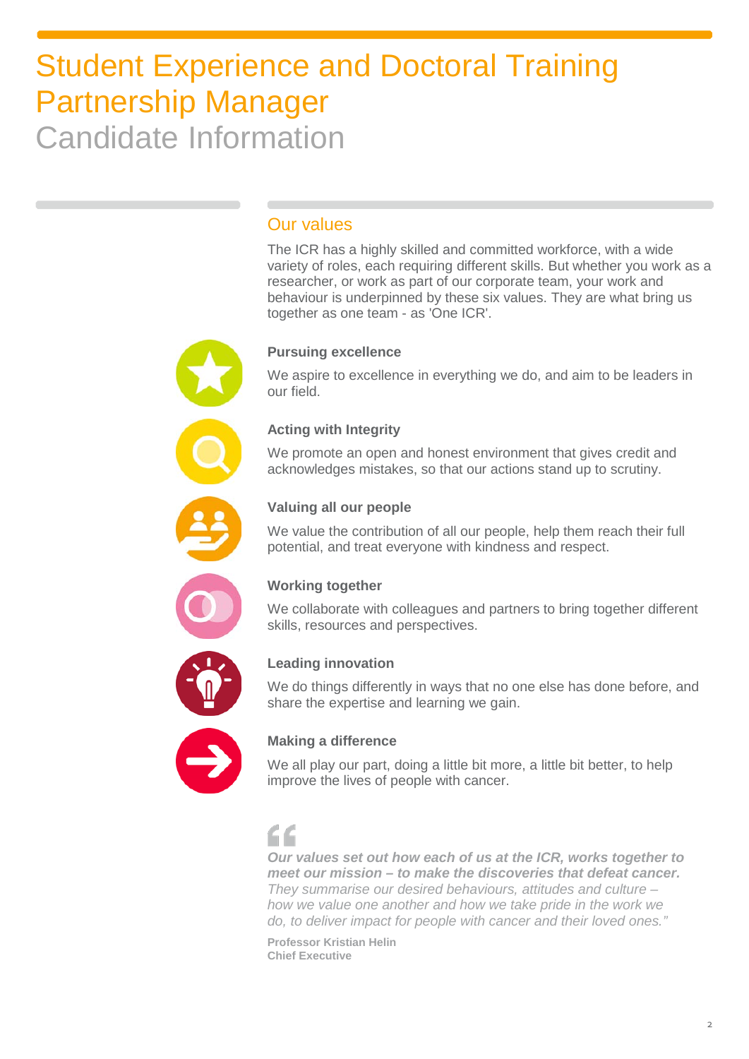# Student Experience and Doctoral Training Partnership Manager

Candidate Information

## Our values

The ICR has a highly skilled and committed workforce, with a wide variety of roles, each requiring different skills. But whether you work as a researcher, or work as part of our corporate team, your work and behaviour is underpinned by these six values. They are what bring us together as one team - as 'One ICR'.

**Pursuing excellence**

We aspire to excellence in everything we do, and aim to be leaders in our field.

**Acting with Integrity**

We promote an open and honest environment that gives credit and acknowledges mistakes, so that our actions stand up to scrutiny.

**Valuing all our people**

We value the contribution of all our people, help them reach their full potential, and treat everyone with kindness and respect.

**Working together**

We collaborate with colleagues and partners to bring together different skills, resources and perspectives.

**Leading innovation**

We do things differently in ways that no one else has done before, and share the expertise and learning we gain.

**Making a difference**

We all play our part, doing a little bit more, a little bit better, to help improve the lives of people with cancer.

> ***Our values set out how each of us at the ICR, works together to meet our mission – to make the discoveries that defeat cancer.*** *They summarise our desired behaviours, attitudes and culture – how we value one another and how we take pride in the work we do, to deliver impact for people with cancer and their loved ones."*

**Professor Kristian Helin**
**Chief Executive**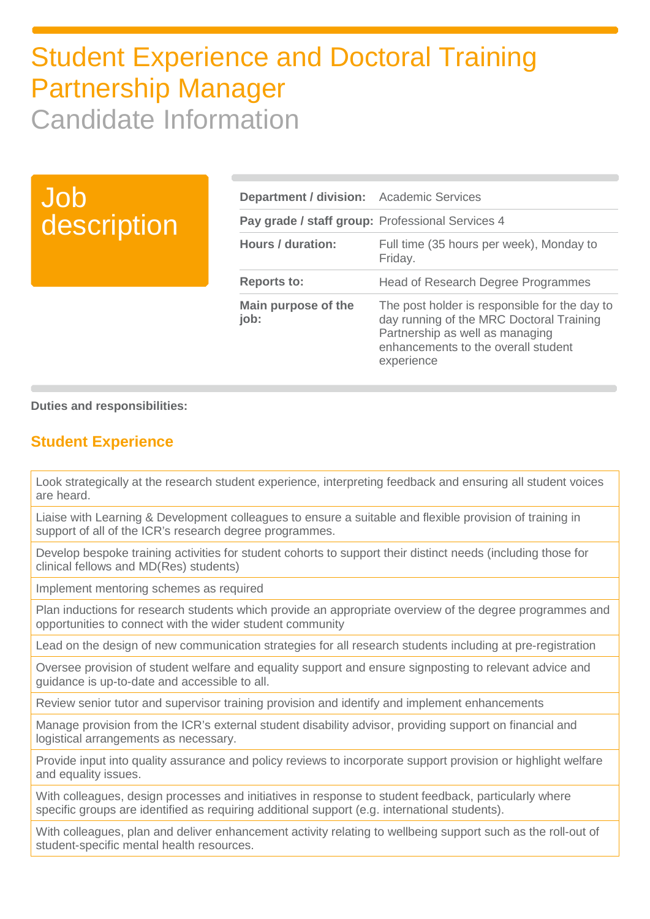# Student Experience and Doctoral Training Partnership Manager

## Candidate Information

## Job description

| | |
|---|---|
| **Department / division:** | Academic Services |
| **Pay grade / staff group:** | Professional Services 4 |
| **Hours / duration:** | Full time (35 hours per week), Monday to Friday. |
| **Reports to:** | Head of Research Degree Programmes |
| **Main purpose of the job:** | The post holder is responsible for the day to day running of the MRC Doctoral Training Partnership as well as managing enhancements to the overall student experience |

**Duties and responsibilities:**

### Student Experience

| |
|---|
| Look strategically at the research student experience, interpreting feedback and ensuring all student voices are heard. |
| Liaise with Learning & Development colleagues to ensure a suitable and flexible provision of training in support of all of the ICR's research degree programmes. |
| Develop bespoke training activities for student cohorts to support their distinct needs (including those for clinical fellows and MD(Res) students) |
| Implement mentoring schemes as required |
| Plan inductions for research students which provide an appropriate overview of the degree programmes and opportunities to connect with the wider student community |
| Lead on the design of new communication strategies for all research students including at pre-registration |
| Oversee provision of student welfare and equality support and ensure signposting to relevant advice and guidance is up-to-date and accessible to all. |
| Review senior tutor and supervisor training provision and identify and implement enhancements |
| Manage provision from the ICR's external student disability advisor, providing support on financial and logistical arrangements as necessary. |
| Provide input into quality assurance and policy reviews to incorporate support provision or highlight welfare and equality issues. |
| With colleagues, design processes and initiatives in response to student feedback, particularly where specific groups are identified as requiring additional support (e.g. international students). |
| With colleagues, plan and deliver enhancement activity relating to wellbeing support such as the roll-out of student-specific mental health resources. |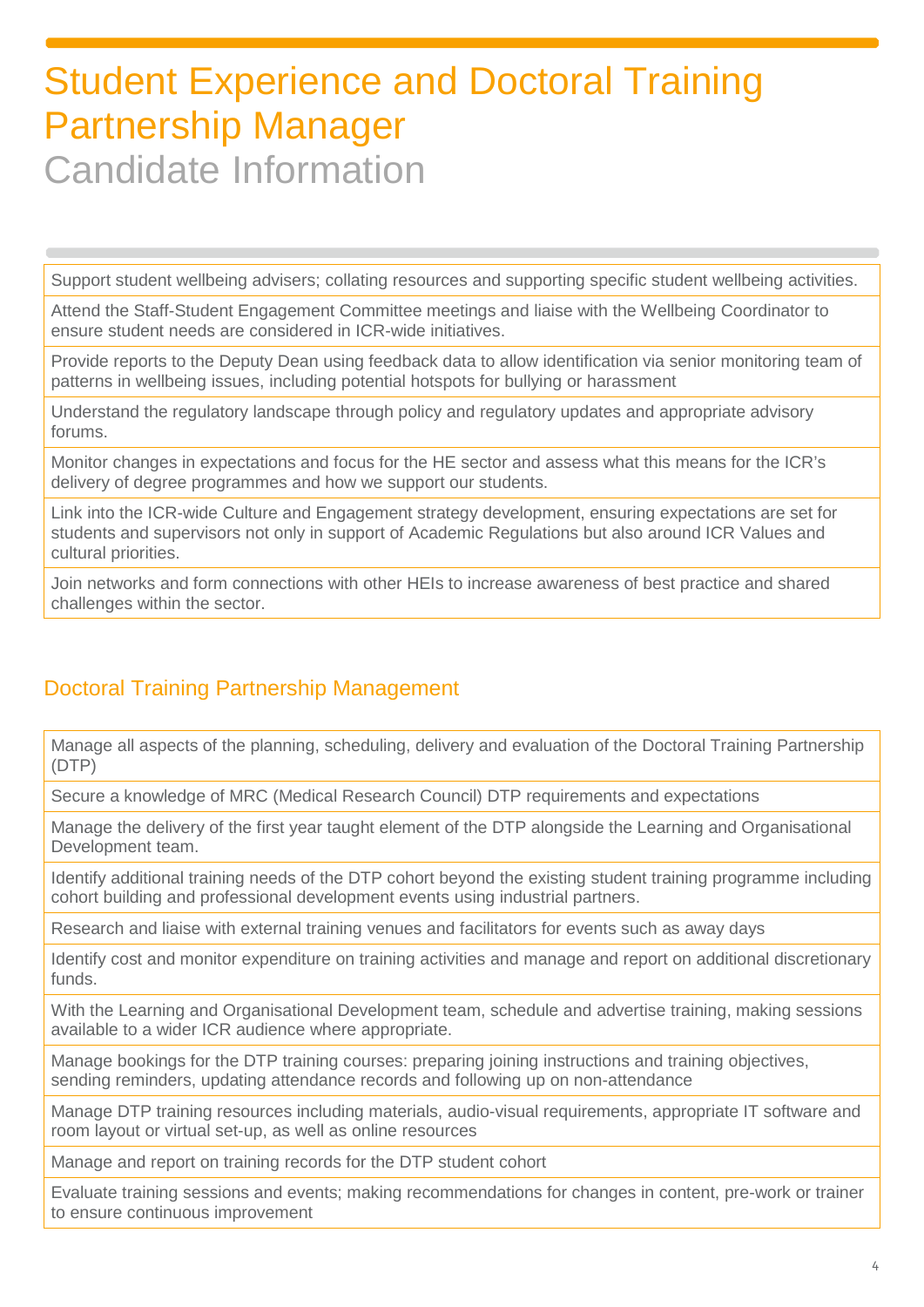# Student Experience and Doctoral Training Partnership Manager

Candidate Information

| |
|---|
| Support student wellbeing advisers; collating resources and supporting specific student wellbeing activities. |
| Attend the Staff-Student Engagement Committee meetings and liaise with the Wellbeing Coordinator to ensure student needs are considered in ICR-wide initiatives. |
| Provide reports to the Deputy Dean using feedback data to allow identification via senior monitoring team of patterns in wellbeing issues, including potential hotspots for bullying or harassment |
| Understand the regulatory landscape through policy and regulatory updates and appropriate advisory forums. |
| Monitor changes in expectations and focus for the HE sector and assess what this means for the ICR's delivery of degree programmes and how we support our students. |
| Link into the ICR-wide Culture and Engagement strategy development, ensuring expectations are set for students and supervisors not only in support of Academic Regulations but also around ICR Values and cultural priorities. |
| Join networks and form connections with other HEIs to increase awareness of best practice and shared challenges within the sector. |

## Doctoral Training Partnership Management

| |
|---|
| Manage all aspects of the planning, scheduling, delivery and evaluation of the Doctoral Training Partnership (DTP) |
| Secure a knowledge of MRC (Medical Research Council) DTP requirements and expectations |
| Manage the delivery of the first year taught element of the DTP alongside the Learning and Organisational Development team. |
| Identify additional training needs of the DTP cohort beyond the existing student training programme including cohort building and professional development events using industrial partners. |
| Research and liaise with external training venues and facilitators for events such as away days |
| Identify cost and monitor expenditure on training activities and manage and report on additional discretionary funds. |
| With the Learning and Organisational Development team, schedule and advertise training, making sessions available to a wider ICR audience where appropriate. |
| Manage bookings for the DTP training courses: preparing joining instructions and training objectives, sending reminders, updating attendance records and following up on non-attendance |
| Manage DTP training resources including materials, audio-visual requirements, appropriate IT software and room layout or virtual set-up, as well as online resources |
| Manage and report on training records for the DTP student cohort |
| Evaluate training sessions and events; making recommendations for changes in content, pre-work or trainer to ensure continuous improvement |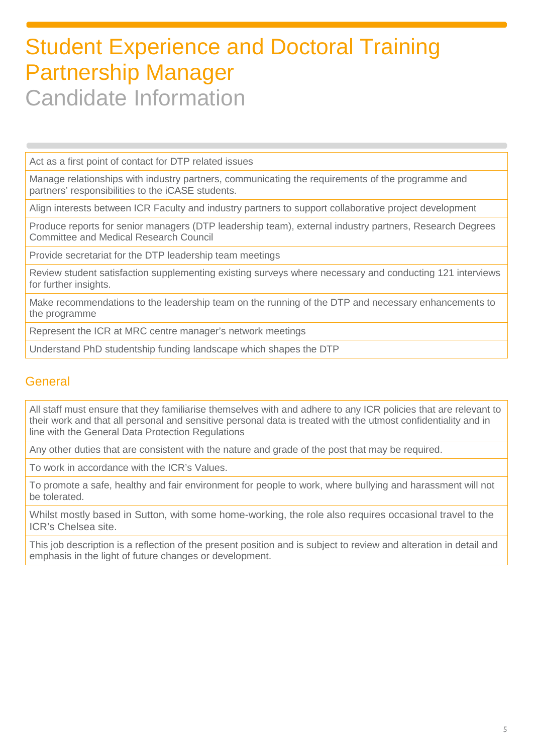# Student Experience and Doctoral Training Partnership Manager

## Candidate Information

- Act as a first point of contact for DTP related issues
- Manage relationships with industry partners, communicating the requirements of the programme and partners' responsibilities to the iCASE students.
- Align interests between ICR Faculty and industry partners to support collaborative project development
- Produce reports for senior managers (DTP leadership team), external industry partners, Research Degrees Committee and Medical Research Council
- Provide secretariat for the DTP leadership team meetings
- Review student satisfaction supplementing existing surveys where necessary and conducting 121 interviews for further insights.
- Make recommendations to the leadership team on the running of the DTP and necessary enhancements to the programme
- Represent the ICR at MRC centre manager's network meetings
- Understand PhD studentship funding landscape which shapes the DTP

### General

- All staff must ensure that they familiarise themselves with and adhere to any ICR policies that are relevant to their work and that all personal and sensitive personal data is treated with the utmost confidentiality and in line with the General Data Protection Regulations
- Any other duties that are consistent with the nature and grade of the post that may be required.
- To work in accordance with the ICR's Values.
- To promote a safe, healthy and fair environment for people to work, where bullying and harassment will not be tolerated.
- Whilst mostly based in Sutton, with some home-working, the role also requires occasional travel to the ICR's Chelsea site.
- This job description is a reflection of the present position and is subject to review and alteration in detail and emphasis in the light of future changes or development.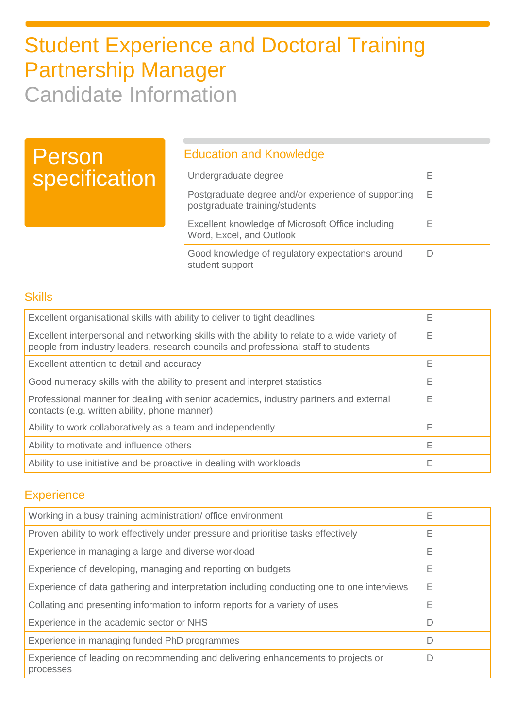# Student Experience and Doctoral Training Partnership Manager

## Candidate Information

## Person specification

### Education and Knowledge

| | |
|---|---|
| Undergraduate degree | E |
| Postgraduate degree and/or experience of supporting postgraduate training/students | E |
| Excellent knowledge of Microsoft Office including Word, Excel, and Outlook | E |
| Good knowledge of regulatory expectations around student support | D |

### Skills

| | |
|---|---|
| Excellent organisational skills with ability to deliver to tight deadlines | E |
| Excellent interpersonal and networking skills with the ability to relate to a wide variety of people from industry leaders, research councils and professional staff to students | E |
| Excellent attention to detail and accuracy | E |
| Good numeracy skills with the ability to present and interpret statistics | E |
| Professional manner for dealing with senior academics, industry partners and external contacts (e.g. written ability, phone manner) | E |
| Ability to work collaboratively as a team and independently | E |
| Ability to motivate and influence others | E |
| Ability to use initiative and be proactive in dealing with workloads | E |

### Experience

| | |
|---|---|
| Working in a busy training administration/ office environment | E |
| Proven ability to work effectively under pressure and prioritise tasks effectively | E |
| Experience in managing a large and diverse workload | E |
| Experience of developing, managing and reporting on budgets | E |
| Experience of data gathering and interpretation including conducting one to one interviews | E |
| Collating and presenting information to inform reports for a variety of uses | E |
| Experience in the academic sector or NHS | D |
| Experience in managing funded PhD programmes | D |
| Experience of leading on recommending and delivering enhancements to projects or processes | D |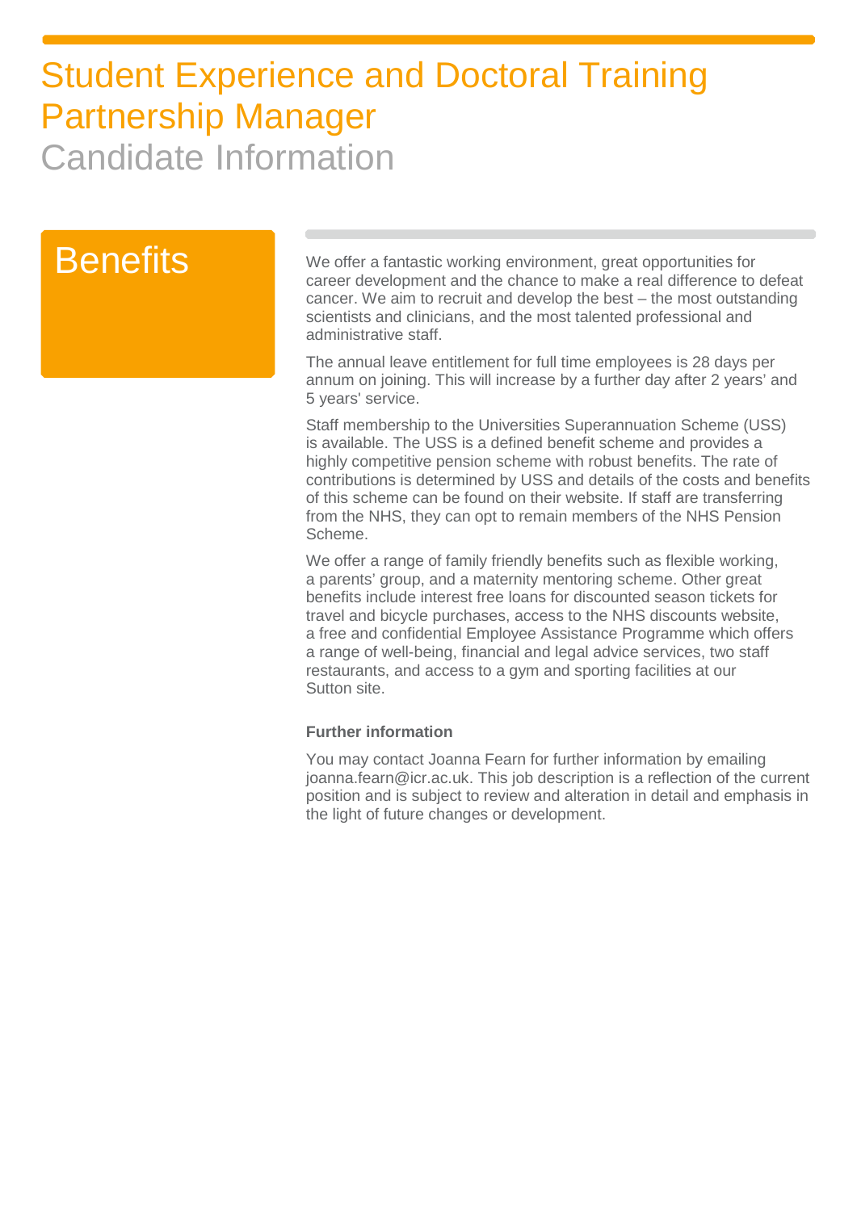# Student Experience and Doctoral Training Partnership Manager

Candidate Information

## Benefits

We offer a fantastic working environment, great opportunities for career development and the chance to make a real difference to defeat cancer. We aim to recruit and develop the best – the most outstanding scientists and clinicians, and the most talented professional and administrative staff.

The annual leave entitlement for full time employees is 28 days per annum on joining. This will increase by a further day after 2 years' and 5 years' service.

Staff membership to the Universities Superannuation Scheme (USS) is available. The USS is a defined benefit scheme and provides a highly competitive pension scheme with robust benefits. The rate of contributions is determined by USS and details of the costs and benefits of this scheme can be found on their website. If staff are transferring from the NHS, they can opt to remain members of the NHS Pension Scheme.

We offer a range of family friendly benefits such as flexible working, a parents' group, and a maternity mentoring scheme. Other great benefits include interest free loans for discounted season tickets for travel and bicycle purchases, access to the NHS discounts website, a free and confidential Employee Assistance Programme which offers a range of well-being, financial and legal advice services, two staff restaurants, and access to a gym and sporting facilities at our Sutton site.

**Further information**

You may contact Joanna Fearn for further information by emailing joanna.fearn@icr.ac.uk. This job description is a reflection of the current position and is subject to review and alteration in detail and emphasis in the light of future changes or development.